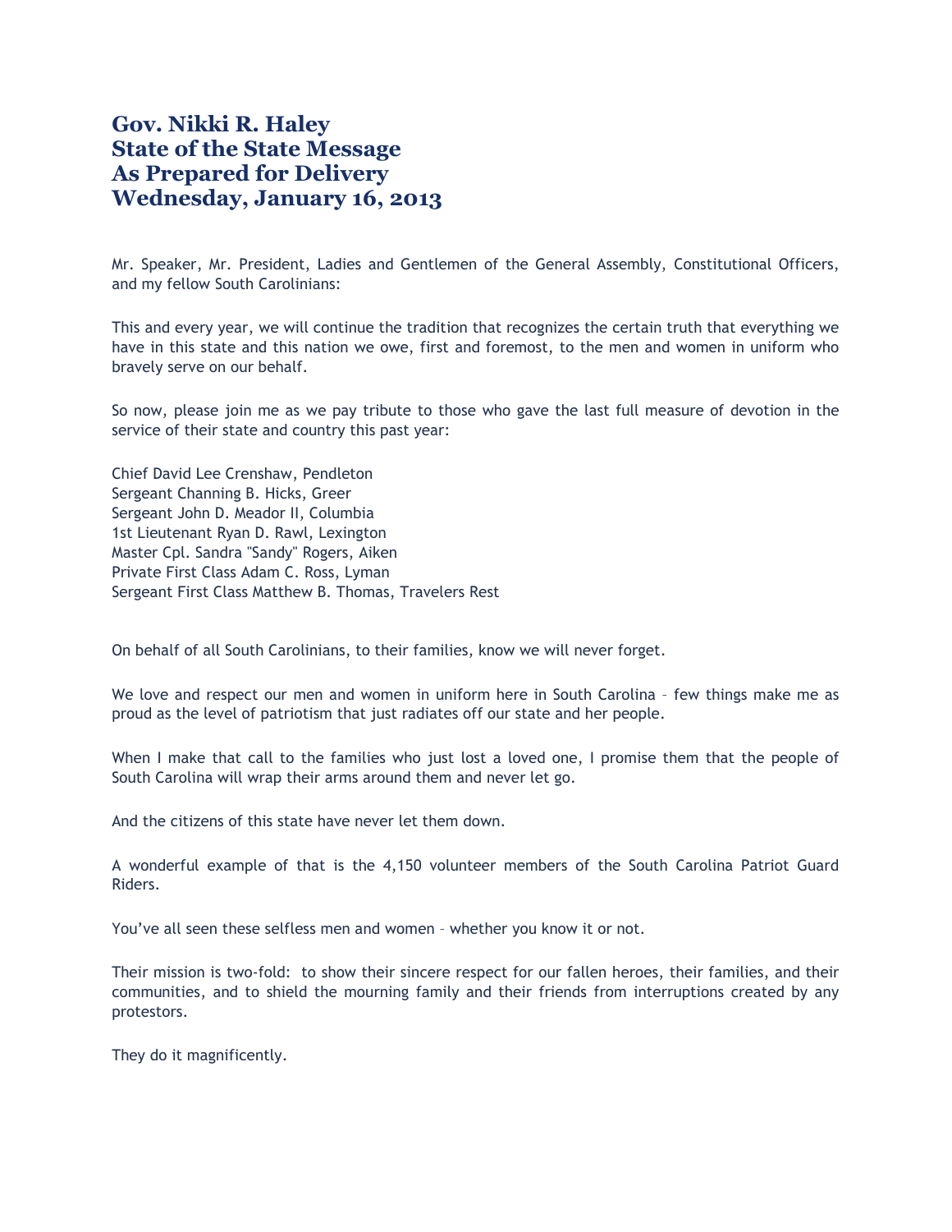# Gov. Nikki R. Haley
# State of the State Message
# As Prepared for Delivery
# Wednesday, January 16, 2013

Mr. Speaker, Mr. President, Ladies and Gentlemen of the General Assembly, Constitutional Officers, and my fellow South Carolinians:

This and every year, we will continue the tradition that recognizes the certain truth that everything we have in this state and this nation we owe, first and foremost, to the men and women in uniform who bravely serve on our behalf.

So now, please join me as we pay tribute to those who gave the last full measure of devotion in the service of their state and country this past year:

Chief David Lee Crenshaw, Pendleton
Sergeant Channing B. Hicks, Greer
Sergeant John D. Meador II, Columbia
1st Lieutenant Ryan D. Rawl, Lexington
Master Cpl. Sandra "Sandy" Rogers, Aiken
Private First Class Adam C. Ross, Lyman
Sergeant First Class Matthew B. Thomas, Travelers Rest

On behalf of all South Carolinians, to their families, know we will never forget.

We love and respect our men and women in uniform here in South Carolina – few things make me as proud as the level of patriotism that just radiates off our state and her people.

When I make that call to the families who just lost a loved one, I promise them that the people of South Carolina will wrap their arms around them and never let go.

And the citizens of this state have never let them down.

A wonderful example of that is the 4,150 volunteer members of the South Carolina Patriot Guard Riders.

You've all seen these selfless men and women – whether you know it or not.

Their mission is two-fold: to show their sincere respect for our fallen heroes, their families, and their communities, and to shield the mourning family and their friends from interruptions created by any protestors.

They do it magnificently.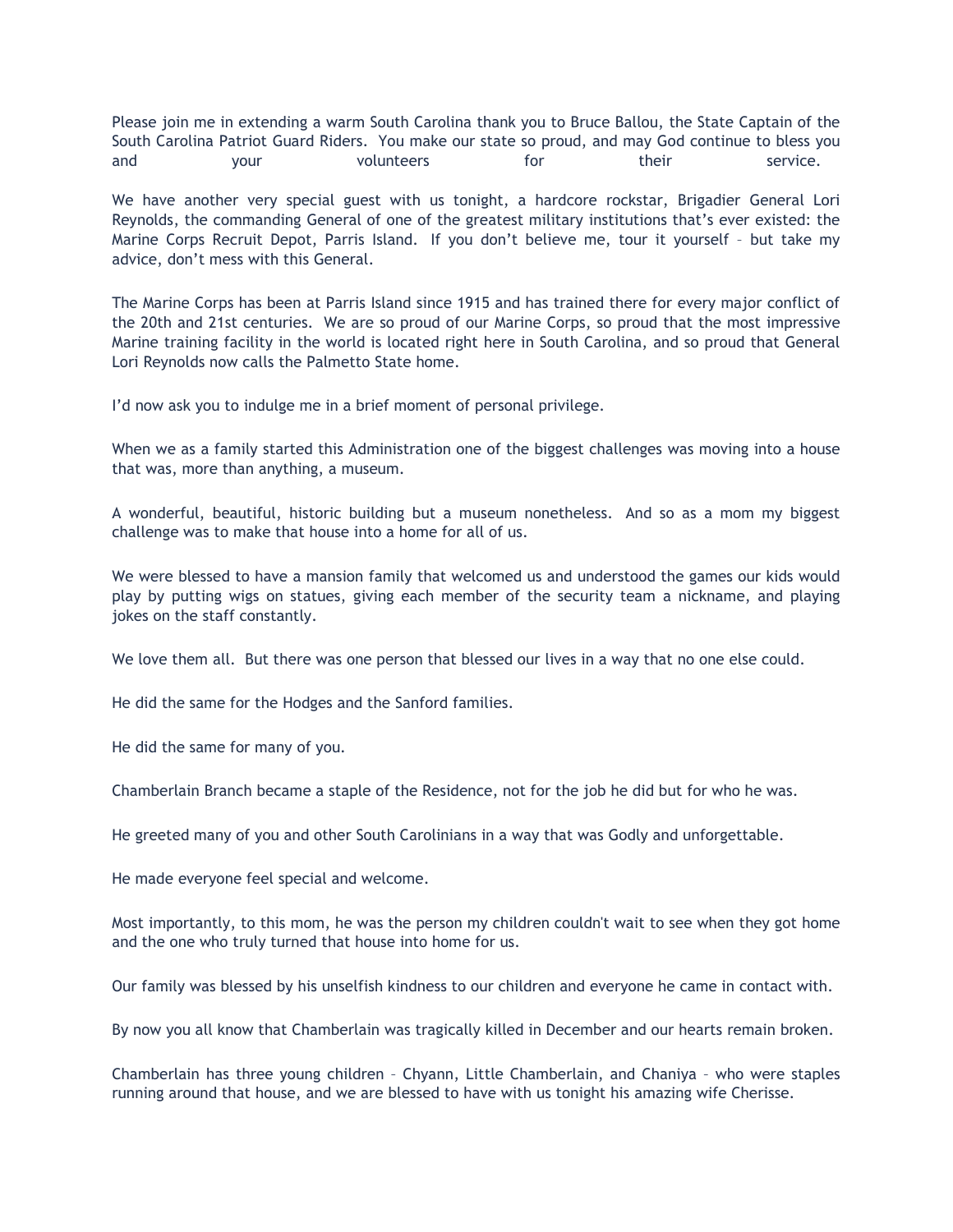Please join me in extending a warm South Carolina thank you to Bruce Ballou, the State Captain of the South Carolina Patriot Guard Riders. You make our state so proud, and may God continue to bless you and your volunteers for their service.

We have another very special guest with us tonight, a hardcore rockstar, Brigadier General Lori Reynolds, the commanding General of one of the greatest military institutions that's ever existed: the Marine Corps Recruit Depot, Parris Island. If you don't believe me, tour it yourself – but take my advice, don't mess with this General.

The Marine Corps has been at Parris Island since 1915 and has trained there for every major conflict of the 20th and 21st centuries. We are so proud of our Marine Corps, so proud that the most impressive Marine training facility in the world is located right here in South Carolina, and so proud that General Lori Reynolds now calls the Palmetto State home.

I'd now ask you to indulge me in a brief moment of personal privilege.

When we as a family started this Administration one of the biggest challenges was moving into a house that was, more than anything, a museum.

A wonderful, beautiful, historic building but a museum nonetheless. And so as a mom my biggest challenge was to make that house into a home for all of us.

We were blessed to have a mansion family that welcomed us and understood the games our kids would play by putting wigs on statues, giving each member of the security team a nickname, and playing jokes on the staff constantly.

We love them all. But there was one person that blessed our lives in a way that no one else could.

He did the same for the Hodges and the Sanford families.

He did the same for many of you.

Chamberlain Branch became a staple of the Residence, not for the job he did but for who he was.

He greeted many of you and other South Carolinians in a way that was Godly and unforgettable.

He made everyone feel special and welcome.

Most importantly, to this mom, he was the person my children couldn't wait to see when they got home and the one who truly turned that house into home for us.

Our family was blessed by his unselfish kindness to our children and everyone he came in contact with.

By now you all know that Chamberlain was tragically killed in December and our hearts remain broken.

Chamberlain has three young children – Chyann, Little Chamberlain, and Chaniya – who were staples running around that house, and we are blessed to have with us tonight his amazing wife Cherisse.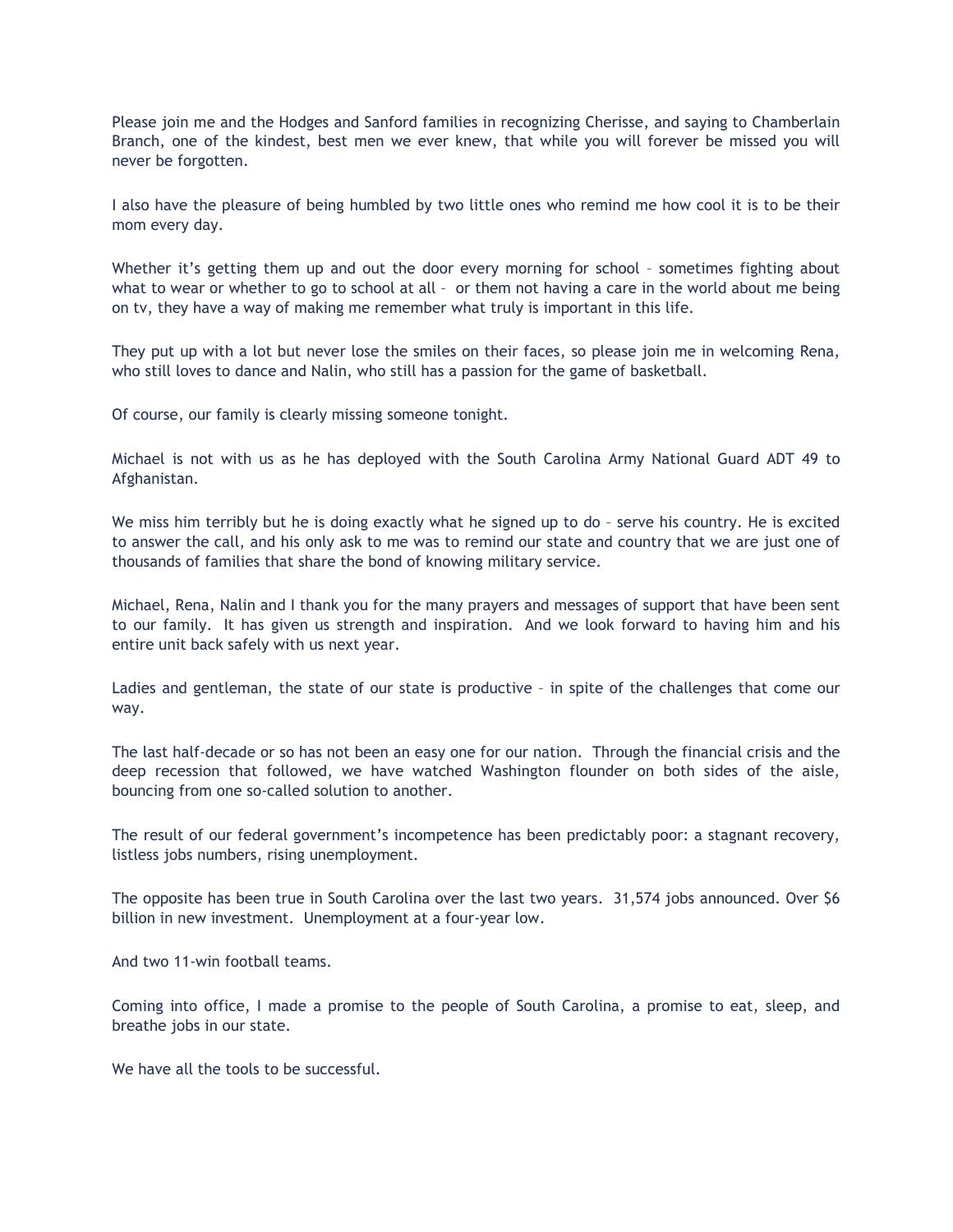Please join me and the Hodges and Sanford families in recognizing Cherisse, and saying to Chamberlain Branch, one of the kindest, best men we ever knew, that while you will forever be missed you will never be forgotten.

I also have the pleasure of being humbled by two little ones who remind me how cool it is to be their mom every day.

Whether it's getting them up and out the door every morning for school – sometimes fighting about what to wear or whether to go to school at all – or them not having a care in the world about me being on tv, they have a way of making me remember what truly is important in this life.

They put up with a lot but never lose the smiles on their faces, so please join me in welcoming Rena, who still loves to dance and Nalin, who still has a passion for the game of basketball.

Of course, our family is clearly missing someone tonight.

Michael is not with us as he has deployed with the South Carolina Army National Guard ADT 49 to Afghanistan.

We miss him terribly but he is doing exactly what he signed up to do – serve his country. He is excited to answer the call, and his only ask to me was to remind our state and country that we are just one of thousands of families that share the bond of knowing military service.

Michael, Rena, Nalin and I thank you for the many prayers and messages of support that have been sent to our family. It has given us strength and inspiration. And we look forward to having him and his entire unit back safely with us next year.

Ladies and gentleman, the state of our state is productive – in spite of the challenges that come our way.

The last half-decade or so has not been an easy one for our nation. Through the financial crisis and the deep recession that followed, we have watched Washington flounder on both sides of the aisle, bouncing from one so-called solution to another.

The result of our federal government's incompetence has been predictably poor: a stagnant recovery, listless jobs numbers, rising unemployment.

The opposite has been true in South Carolina over the last two years. 31,574 jobs announced. Over $6 billion in new investment. Unemployment at a four-year low.

And two 11-win football teams.

Coming into office, I made a promise to the people of South Carolina, a promise to eat, sleep, and breathe jobs in our state.

We have all the tools to be successful.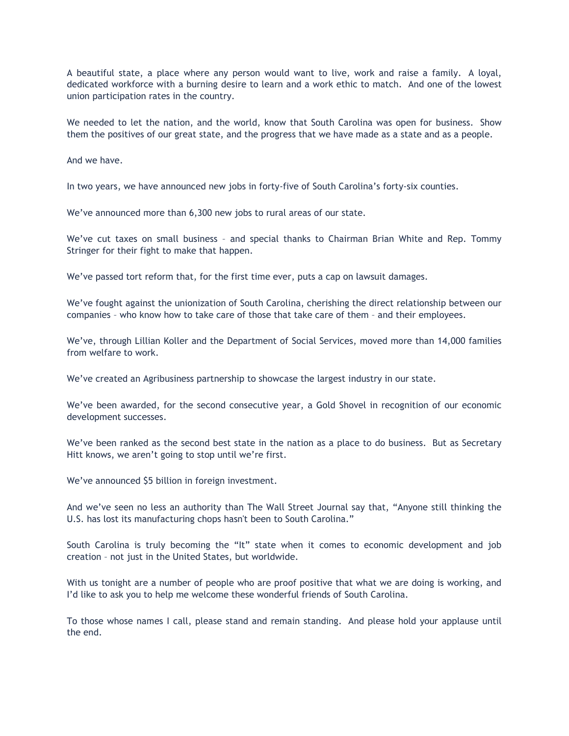A beautiful state, a place where any person would want to live, work and raise a family. A loyal, dedicated workforce with a burning desire to learn and a work ethic to match. And one of the lowest union participation rates in the country.

We needed to let the nation, and the world, know that South Carolina was open for business. Show them the positives of our great state, and the progress that we have made as a state and as a people.

And we have.

In two years, we have announced new jobs in forty-five of South Carolina's forty-six counties.

We've announced more than 6,300 new jobs to rural areas of our state.

We've cut taxes on small business – and special thanks to Chairman Brian White and Rep. Tommy Stringer for their fight to make that happen.

We've passed tort reform that, for the first time ever, puts a cap on lawsuit damages.

We've fought against the unionization of South Carolina, cherishing the direct relationship between our companies – who know how to take care of those that take care of them – and their employees.

We've, through Lillian Koller and the Department of Social Services, moved more than 14,000 families from welfare to work.

We've created an Agribusiness partnership to showcase the largest industry in our state.

We've been awarded, for the second consecutive year, a Gold Shovel in recognition of our economic development successes.

We've been ranked as the second best state in the nation as a place to do business. But as Secretary Hitt knows, we aren't going to stop until we're first.

We've announced $5 billion in foreign investment.

And we've seen no less an authority than The Wall Street Journal say that, "Anyone still thinking the U.S. has lost its manufacturing chops hasn't been to South Carolina."

South Carolina is truly becoming the "It" state when it comes to economic development and job creation – not just in the United States, but worldwide.

With us tonight are a number of people who are proof positive that what we are doing is working, and I'd like to ask you to help me welcome these wonderful friends of South Carolina.

To those whose names I call, please stand and remain standing. And please hold your applause until the end.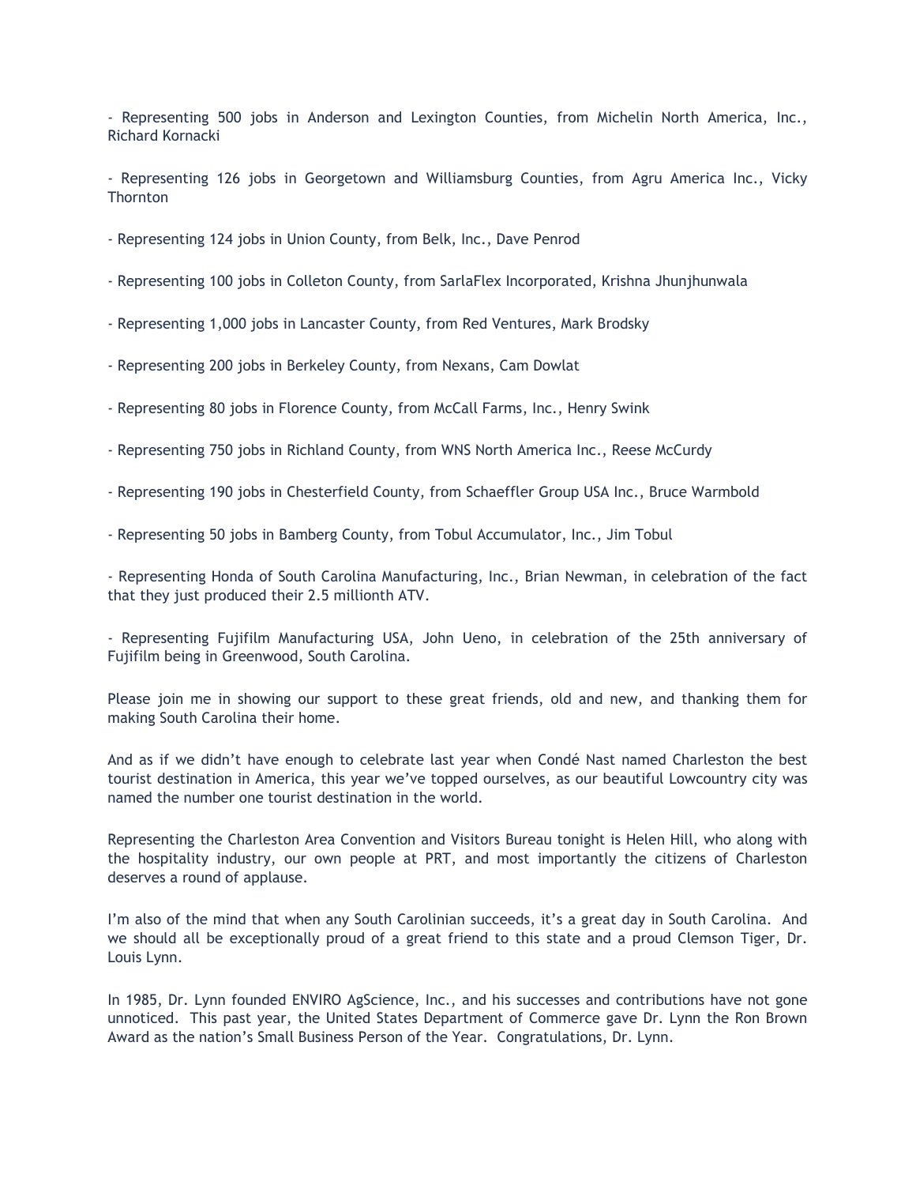- Representing 500 jobs in Anderson and Lexington Counties, from Michelin North America, Inc., Richard Kornacki

- Representing 126 jobs in Georgetown and Williamsburg Counties, from Agru America Inc., Vicky Thornton

- Representing 124 jobs in Union County, from Belk, Inc., Dave Penrod

- Representing 100 jobs in Colleton County, from SarlaFlex Incorporated, Krishna Jhunjhunwala

- Representing 1,000 jobs in Lancaster County, from Red Ventures, Mark Brodsky

- Representing 200 jobs in Berkeley County, from Nexans, Cam Dowlat

- Representing 80 jobs in Florence County, from McCall Farms, Inc., Henry Swink

- Representing 750 jobs in Richland County, from WNS North America Inc., Reese McCurdy

- Representing 190 jobs in Chesterfield County, from Schaeffler Group USA Inc., Bruce Warmbold

- Representing 50 jobs in Bamberg County, from Tobul Accumulator, Inc., Jim Tobul

- Representing Honda of South Carolina Manufacturing, Inc., Brian Newman, in celebration of the fact that they just produced their 2.5 millionth ATV.

- Representing Fujifilm Manufacturing USA, John Ueno, in celebration of the 25th anniversary of Fujifilm being in Greenwood, South Carolina.

Please join me in showing our support to these great friends, old and new, and thanking them for making South Carolina their home.

And as if we didn't have enough to celebrate last year when Condé Nast named Charleston the best tourist destination in America, this year we've topped ourselves, as our beautiful Lowcountry city was named the number one tourist destination in the world.

Representing the Charleston Area Convention and Visitors Bureau tonight is Helen Hill, who along with the hospitality industry, our own people at PRT, and most importantly the citizens of Charleston deserves a round of applause.

I'm also of the mind that when any South Carolinian succeeds, it's a great day in South Carolina. And we should all be exceptionally proud of a great friend to this state and a proud Clemson Tiger, Dr. Louis Lynn.

In 1985, Dr. Lynn founded ENVIRO AgScience, Inc., and his successes and contributions have not gone unnoticed. This past year, the United States Department of Commerce gave Dr. Lynn the Ron Brown Award as the nation's Small Business Person of the Year. Congratulations, Dr. Lynn.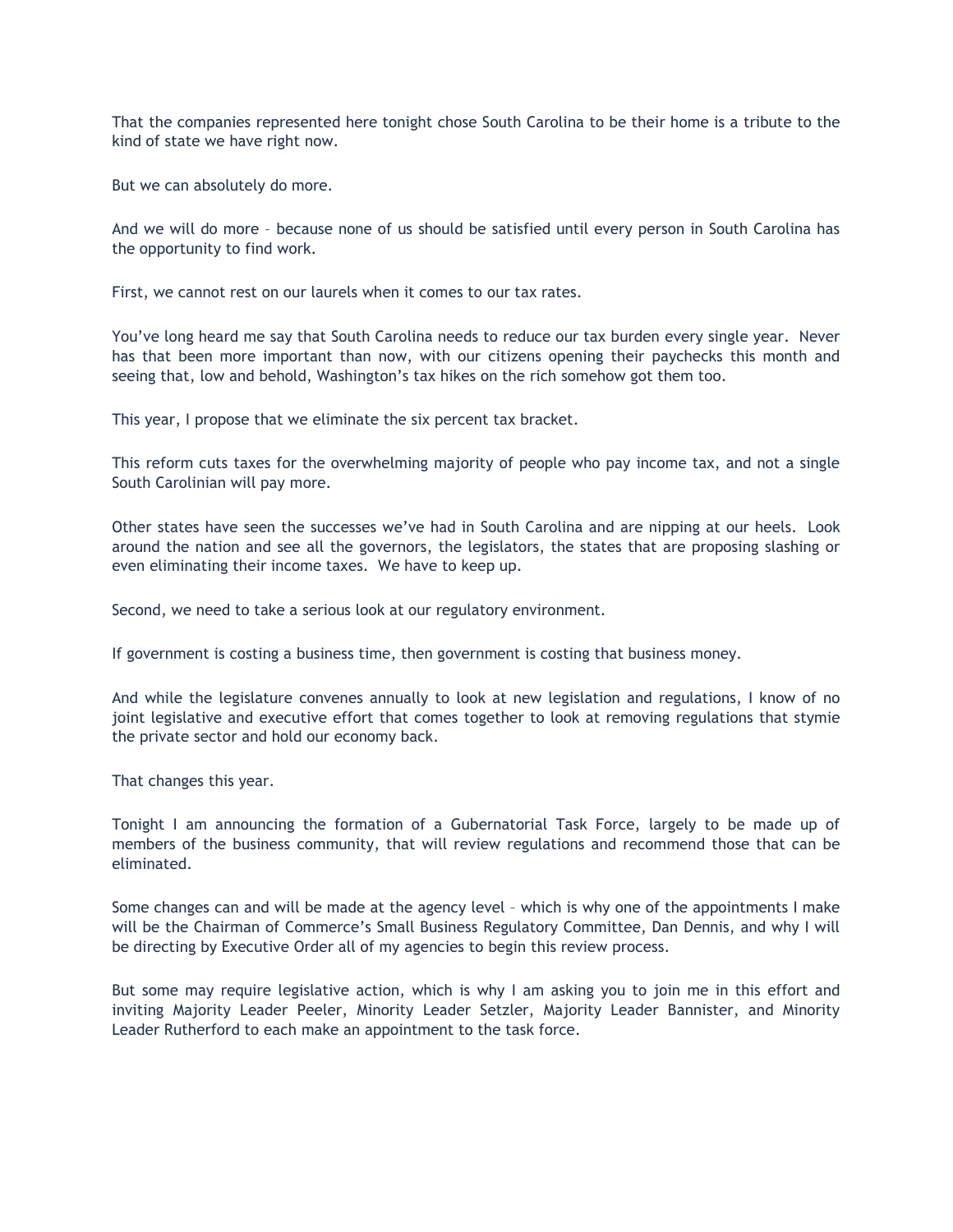That the companies represented here tonight chose South Carolina to be their home is a tribute to the kind of state we have right now.

But we can absolutely do more.

And we will do more – because none of us should be satisfied until every person in South Carolina has the opportunity to find work.

First, we cannot rest on our laurels when it comes to our tax rates.

You've long heard me say that South Carolina needs to reduce our tax burden every single year. Never has that been more important than now, with our citizens opening their paychecks this month and seeing that, low and behold, Washington's tax hikes on the rich somehow got them too.

This year, I propose that we eliminate the six percent tax bracket.

This reform cuts taxes for the overwhelming majority of people who pay income tax, and not a single South Carolinian will pay more.

Other states have seen the successes we've had in South Carolina and are nipping at our heels. Look around the nation and see all the governors, the legislators, the states that are proposing slashing or even eliminating their income taxes. We have to keep up.

Second, we need to take a serious look at our regulatory environment.

If government is costing a business time, then government is costing that business money.

And while the legislature convenes annually to look at new legislation and regulations, I know of no joint legislative and executive effort that comes together to look at removing regulations that stymie the private sector and hold our economy back.

That changes this year.

Tonight I am announcing the formation of a Gubernatorial Task Force, largely to be made up of members of the business community, that will review regulations and recommend those that can be eliminated.

Some changes can and will be made at the agency level – which is why one of the appointments I make will be the Chairman of Commerce's Small Business Regulatory Committee, Dan Dennis, and why I will be directing by Executive Order all of my agencies to begin this review process.

But some may require legislative action, which is why I am asking you to join me in this effort and inviting Majority Leader Peeler, Minority Leader Setzler, Majority Leader Bannister, and Minority Leader Rutherford to each make an appointment to the task force.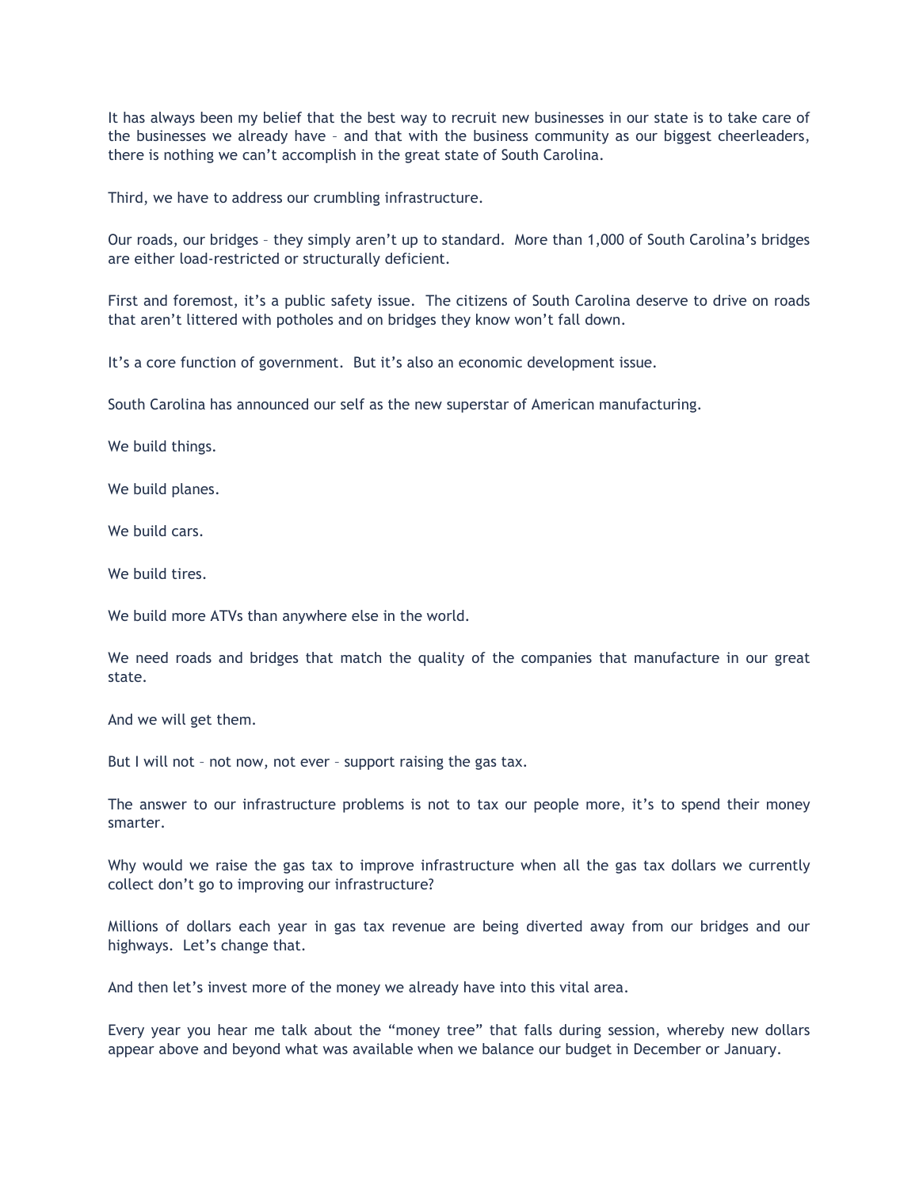It has always been my belief that the best way to recruit new businesses in our state is to take care of the businesses we already have – and that with the business community as our biggest cheerleaders, there is nothing we can't accomplish in the great state of South Carolina.

Third, we have to address our crumbling infrastructure.

Our roads, our bridges – they simply aren't up to standard. More than 1,000 of South Carolina's bridges are either load-restricted or structurally deficient.

First and foremost, it's a public safety issue. The citizens of South Carolina deserve to drive on roads that aren't littered with potholes and on bridges they know won't fall down.

It's a core function of government. But it's also an economic development issue.

South Carolina has announced our self as the new superstar of American manufacturing.

We build things.

We build planes.

We build cars.

We build tires.

We build more ATVs than anywhere else in the world.

We need roads and bridges that match the quality of the companies that manufacture in our great state.

And we will get them.

But I will not – not now, not ever – support raising the gas tax.

The answer to our infrastructure problems is not to tax our people more, it's to spend their money smarter.

Why would we raise the gas tax to improve infrastructure when all the gas tax dollars we currently collect don't go to improving our infrastructure?

Millions of dollars each year in gas tax revenue are being diverted away from our bridges and our highways. Let's change that.

And then let's invest more of the money we already have into this vital area.

Every year you hear me talk about the "money tree" that falls during session, whereby new dollars appear above and beyond what was available when we balance our budget in December or January.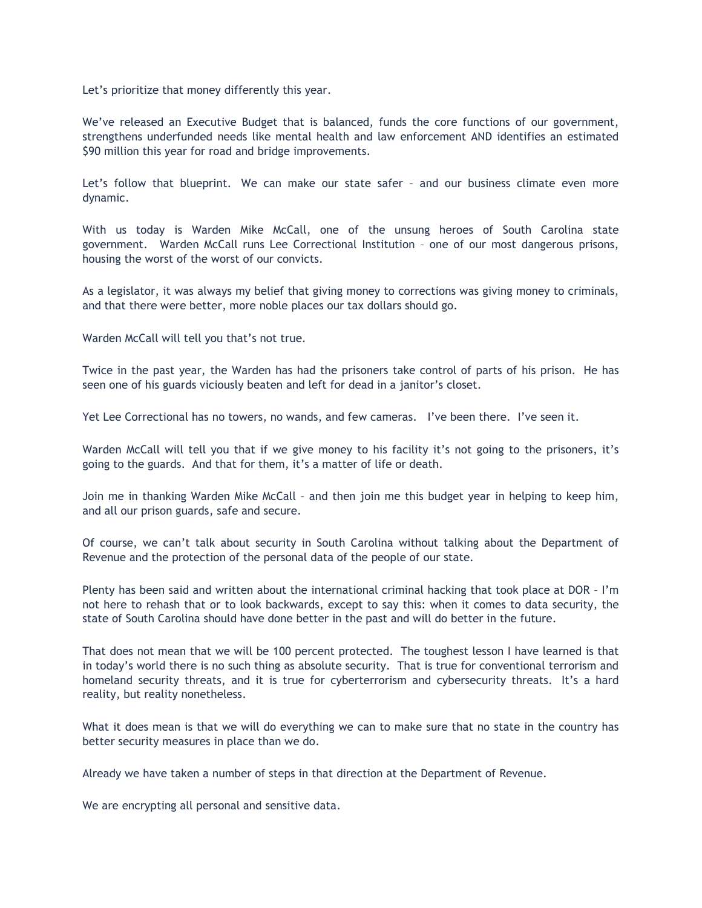Let's prioritize that money differently this year.

We've released an Executive Budget that is balanced, funds the core functions of our government, strengthens underfunded needs like mental health and law enforcement AND identifies an estimated $90 million this year for road and bridge improvements.

Let's follow that blueprint. We can make our state safer – and our business climate even more dynamic.

With us today is Warden Mike McCall, one of the unsung heroes of South Carolina state government. Warden McCall runs Lee Correctional Institution – one of our most dangerous prisons, housing the worst of the worst of our convicts.

As a legislator, it was always my belief that giving money to corrections was giving money to criminals, and that there were better, more noble places our tax dollars should go.

Warden McCall will tell you that's not true.

Twice in the past year, the Warden has had the prisoners take control of parts of his prison. He has seen one of his guards viciously beaten and left for dead in a janitor's closet.

Yet Lee Correctional has no towers, no wands, and few cameras. I've been there. I've seen it.

Warden McCall will tell you that if we give money to his facility it's not going to the prisoners, it's going to the guards. And that for them, it's a matter of life or death.

Join me in thanking Warden Mike McCall – and then join me this budget year in helping to keep him, and all our prison guards, safe and secure.

Of course, we can't talk about security in South Carolina without talking about the Department of Revenue and the protection of the personal data of the people of our state.

Plenty has been said and written about the international criminal hacking that took place at DOR – I'm not here to rehash that or to look backwards, except to say this: when it comes to data security, the state of South Carolina should have done better in the past and will do better in the future.

That does not mean that we will be 100 percent protected. The toughest lesson I have learned is that in today's world there is no such thing as absolute security. That is true for conventional terrorism and homeland security threats, and it is true for cyberterrorism and cybersecurity threats. It's a hard reality, but reality nonetheless.

What it does mean is that we will do everything we can to make sure that no state in the country has better security measures in place than we do.

Already we have taken a number of steps in that direction at the Department of Revenue.

We are encrypting all personal and sensitive data.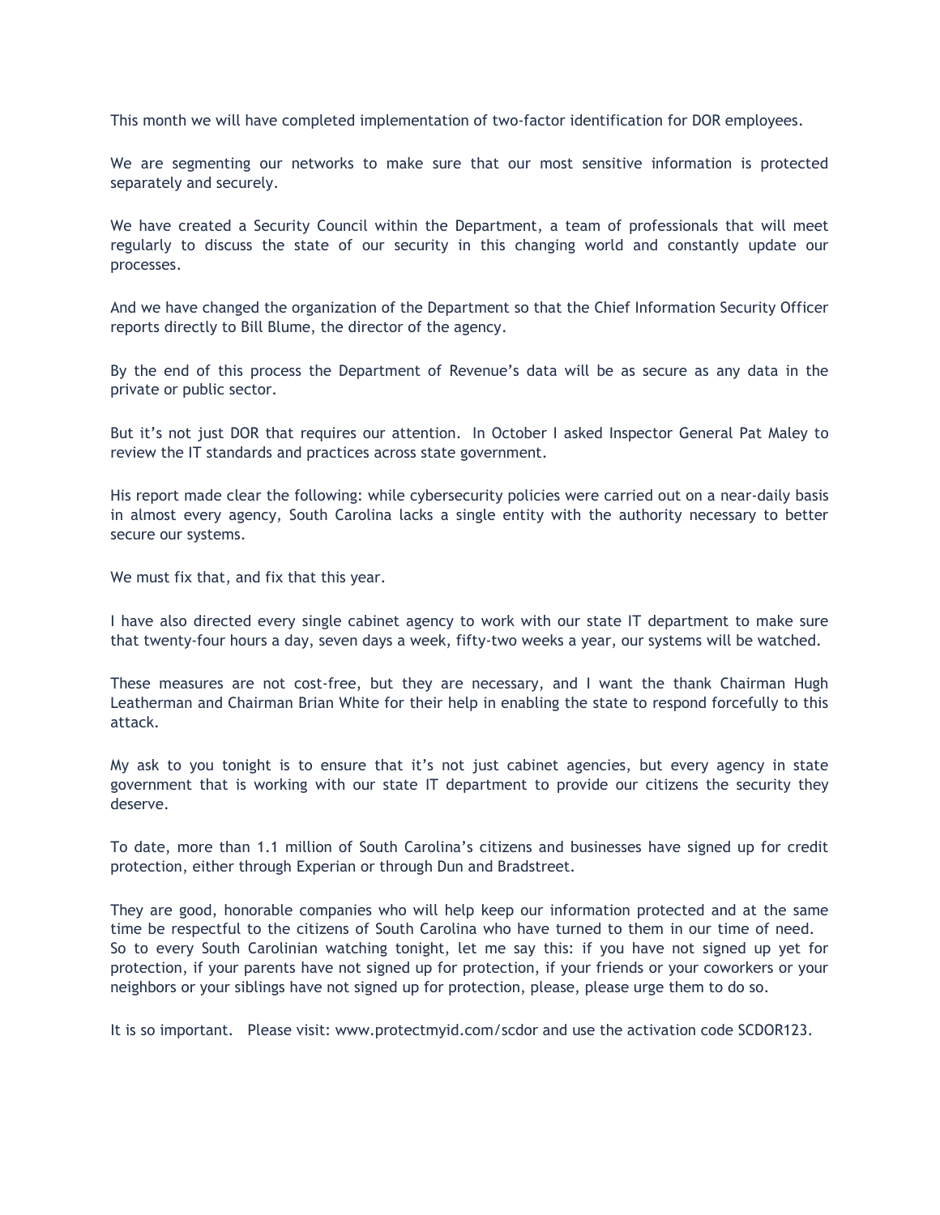This month we will have completed implementation of two-factor identification for DOR employees.

We are segmenting our networks to make sure that our most sensitive information is protected separately and securely.

We have created a Security Council within the Department, a team of professionals that will meet regularly to discuss the state of our security in this changing world and constantly update our processes.

And we have changed the organization of the Department so that the Chief Information Security Officer reports directly to Bill Blume, the director of the agency.

By the end of this process the Department of Revenue's data will be as secure as any data in the private or public sector.

But it's not just DOR that requires our attention. In October I asked Inspector General Pat Maley to review the IT standards and practices across state government.

His report made clear the following: while cybersecurity policies were carried out on a near-daily basis in almost every agency, South Carolina lacks a single entity with the authority necessary to better secure our systems.

We must fix that, and fix that this year.

I have also directed every single cabinet agency to work with our state IT department to make sure that twenty-four hours a day, seven days a week, fifty-two weeks a year, our systems will be watched.

These measures are not cost-free, but they are necessary, and I want the thank Chairman Hugh Leatherman and Chairman Brian White for their help in enabling the state to respond forcefully to this attack.

My ask to you tonight is to ensure that it's not just cabinet agencies, but every agency in state government that is working with our state IT department to provide our citizens the security they deserve.

To date, more than 1.1 million of South Carolina's citizens and businesses have signed up for credit protection, either through Experian or through Dun and Bradstreet.

They are good, honorable companies who will help keep our information protected and at the same time be respectful to the citizens of South Carolina who have turned to them in our time of need. So to every South Carolinian watching tonight, let me say this: if you have not signed up yet for protection, if your parents have not signed up for protection, if your friends or your coworkers or your neighbors or your siblings have not signed up for protection, please, please urge them to do so.

It is so important. Please visit: www.protectmyid.com/scdor and use the activation code SCDOR123.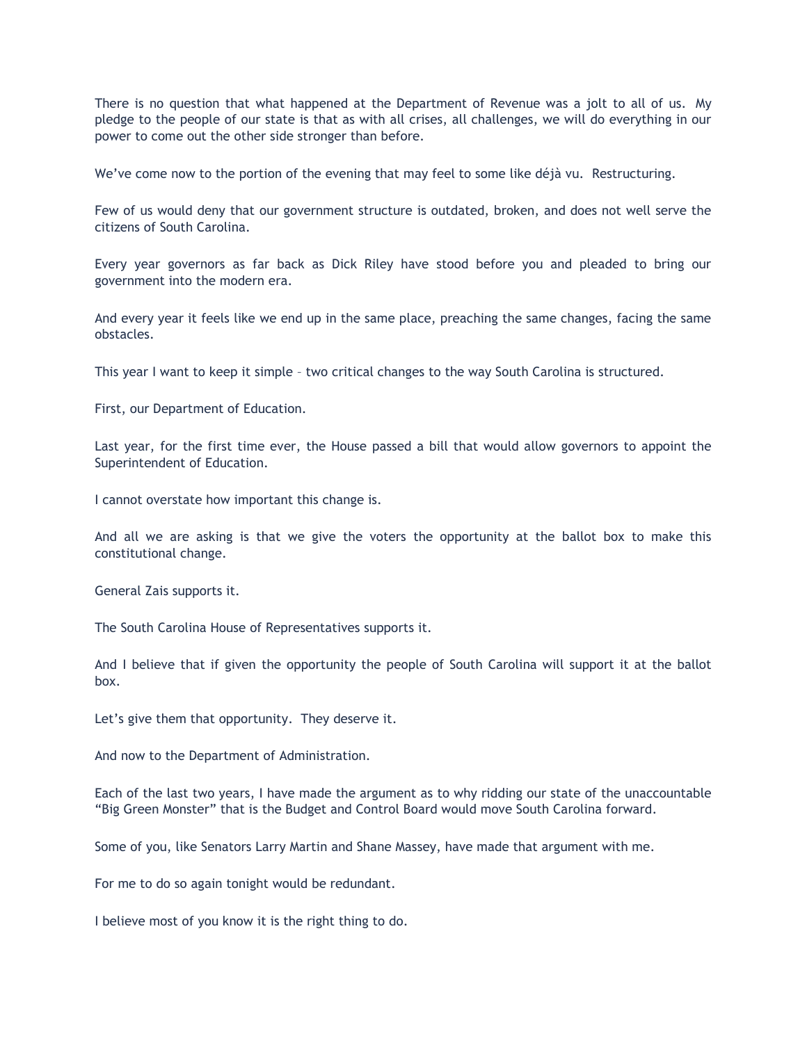There is no question that what happened at the Department of Revenue was a jolt to all of us. My pledge to the people of our state is that as with all crises, all challenges, we will do everything in our power to come out the other side stronger than before.

We've come now to the portion of the evening that may feel to some like déjà vu. Restructuring.

Few of us would deny that our government structure is outdated, broken, and does not well serve the citizens of South Carolina.

Every year governors as far back as Dick Riley have stood before you and pleaded to bring our government into the modern era.

And every year it feels like we end up in the same place, preaching the same changes, facing the same obstacles.

This year I want to keep it simple – two critical changes to the way South Carolina is structured.

First, our Department of Education.

Last year, for the first time ever, the House passed a bill that would allow governors to appoint the Superintendent of Education.

I cannot overstate how important this change is.

And all we are asking is that we give the voters the opportunity at the ballot box to make this constitutional change.

General Zais supports it.

The South Carolina House of Representatives supports it.

And I believe that if given the opportunity the people of South Carolina will support it at the ballot box.

Let's give them that opportunity. They deserve it.

And now to the Department of Administration.

Each of the last two years, I have made the argument as to why ridding our state of the unaccountable "Big Green Monster" that is the Budget and Control Board would move South Carolina forward.

Some of you, like Senators Larry Martin and Shane Massey, have made that argument with me.

For me to do so again tonight would be redundant.

I believe most of you know it is the right thing to do.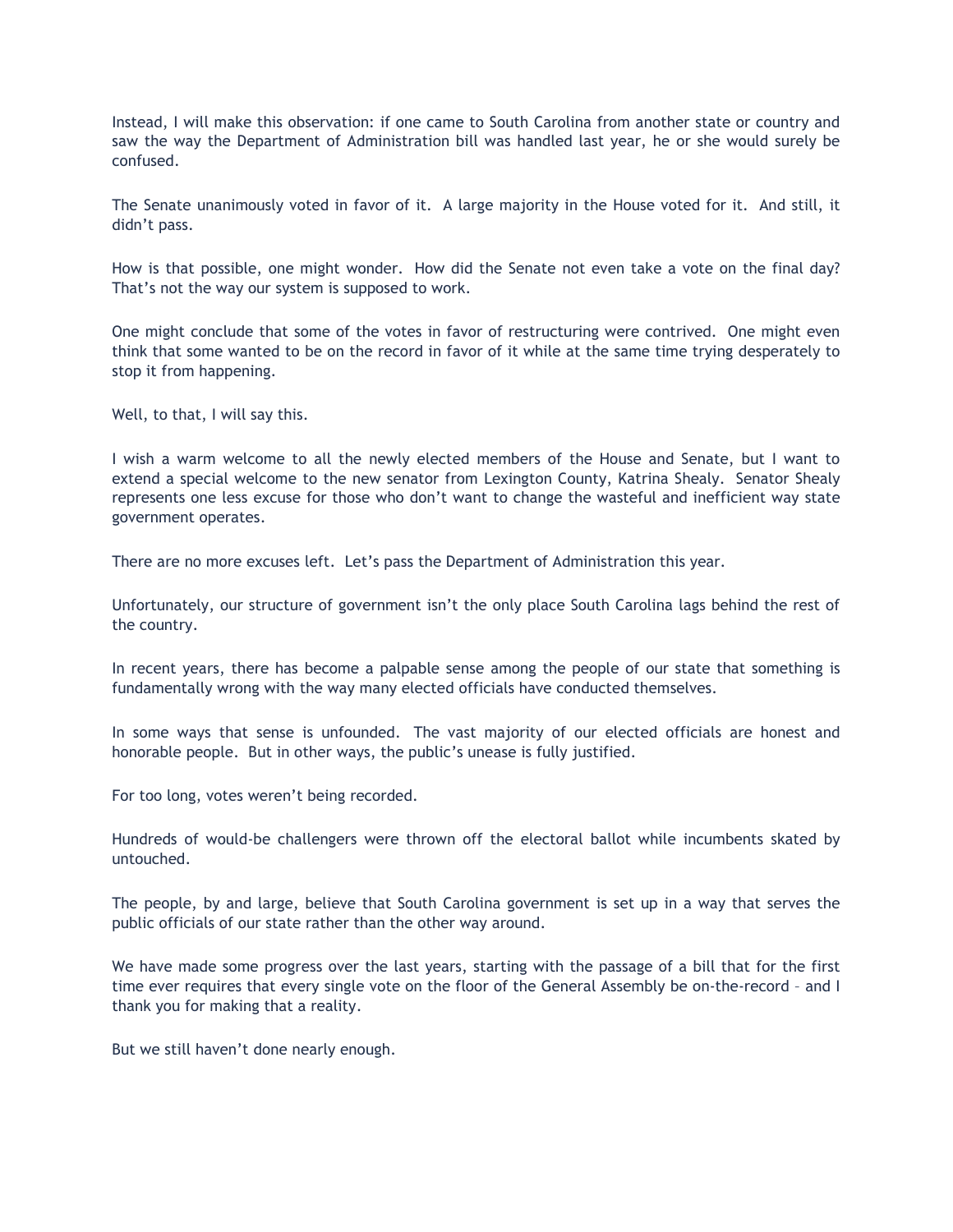Instead, I will make this observation: if one came to South Carolina from another state or country and saw the way the Department of Administration bill was handled last year, he or she would surely be confused.

The Senate unanimously voted in favor of it. A large majority in the House voted for it. And still, it didn't pass.

How is that possible, one might wonder. How did the Senate not even take a vote on the final day? That's not the way our system is supposed to work.

One might conclude that some of the votes in favor of restructuring were contrived. One might even think that some wanted to be on the record in favor of it while at the same time trying desperately to stop it from happening.

Well, to that, I will say this.

I wish a warm welcome to all the newly elected members of the House and Senate, but I want to extend a special welcome to the new senator from Lexington County, Katrina Shealy. Senator Shealy represents one less excuse for those who don't want to change the wasteful and inefficient way state government operates.

There are no more excuses left. Let's pass the Department of Administration this year.

Unfortunately, our structure of government isn't the only place South Carolina lags behind the rest of the country.

In recent years, there has become a palpable sense among the people of our state that something is fundamentally wrong with the way many elected officials have conducted themselves.

In some ways that sense is unfounded. The vast majority of our elected officials are honest and honorable people. But in other ways, the public's unease is fully justified.

For too long, votes weren't being recorded.

Hundreds of would-be challengers were thrown off the electoral ballot while incumbents skated by untouched.

The people, by and large, believe that South Carolina government is set up in a way that serves the public officials of our state rather than the other way around.

We have made some progress over the last years, starting with the passage of a bill that for the first time ever requires that every single vote on the floor of the General Assembly be on-the-record – and I thank you for making that a reality.

But we still haven't done nearly enough.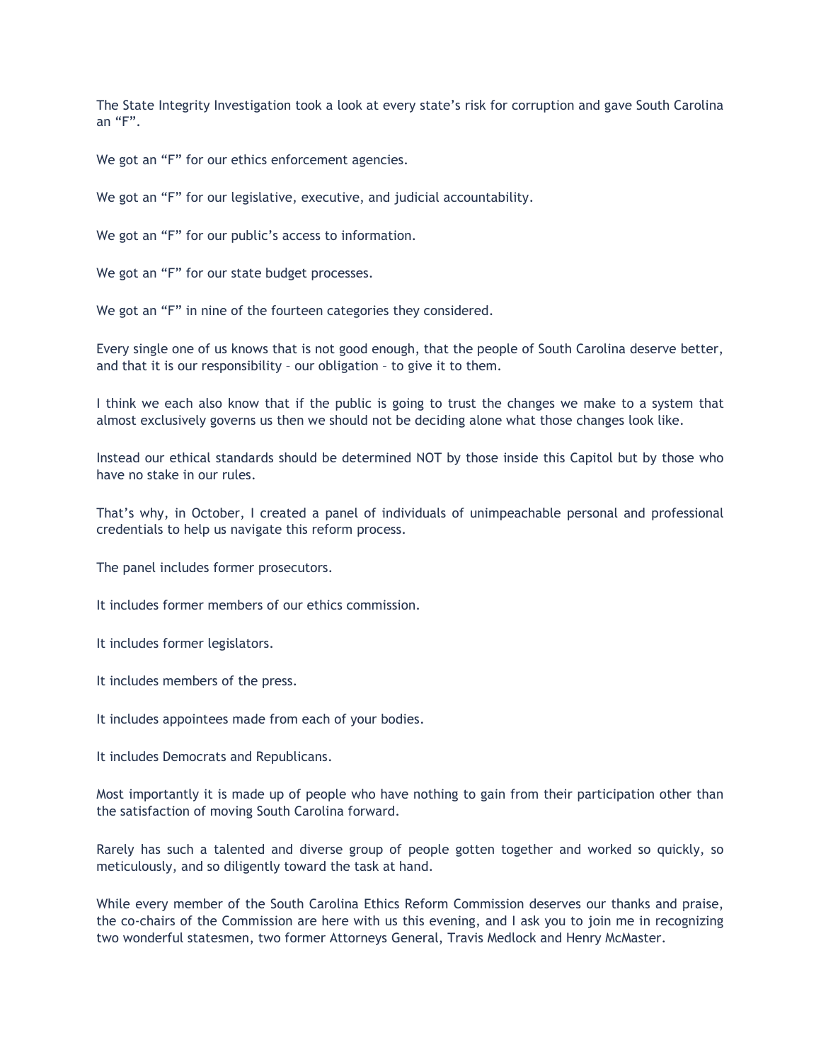The State Integrity Investigation took a look at every state's risk for corruption and gave South Carolina an "F".

We got an "F" for our ethics enforcement agencies.

We got an "F" for our legislative, executive, and judicial accountability.

We got an "F" for our public's access to information.

We got an "F" for our state budget processes.

We got an "F" in nine of the fourteen categories they considered.

Every single one of us knows that is not good enough, that the people of South Carolina deserve better, and that it is our responsibility – our obligation – to give it to them.

I think we each also know that if the public is going to trust the changes we make to a system that almost exclusively governs us then we should not be deciding alone what those changes look like.

Instead our ethical standards should be determined NOT by those inside this Capitol but by those who have no stake in our rules.

That's why, in October, I created a panel of individuals of unimpeachable personal and professional credentials to help us navigate this reform process.

The panel includes former prosecutors.

It includes former members of our ethics commission.

It includes former legislators.

It includes members of the press.

It includes appointees made from each of your bodies.

It includes Democrats and Republicans.

Most importantly it is made up of people who have nothing to gain from their participation other than the satisfaction of moving South Carolina forward.

Rarely has such a talented and diverse group of people gotten together and worked so quickly, so meticulously, and so diligently toward the task at hand.

While every member of the South Carolina Ethics Reform Commission deserves our thanks and praise, the co-chairs of the Commission are here with us this evening, and I ask you to join me in recognizing two wonderful statesmen, two former Attorneys General, Travis Medlock and Henry McMaster.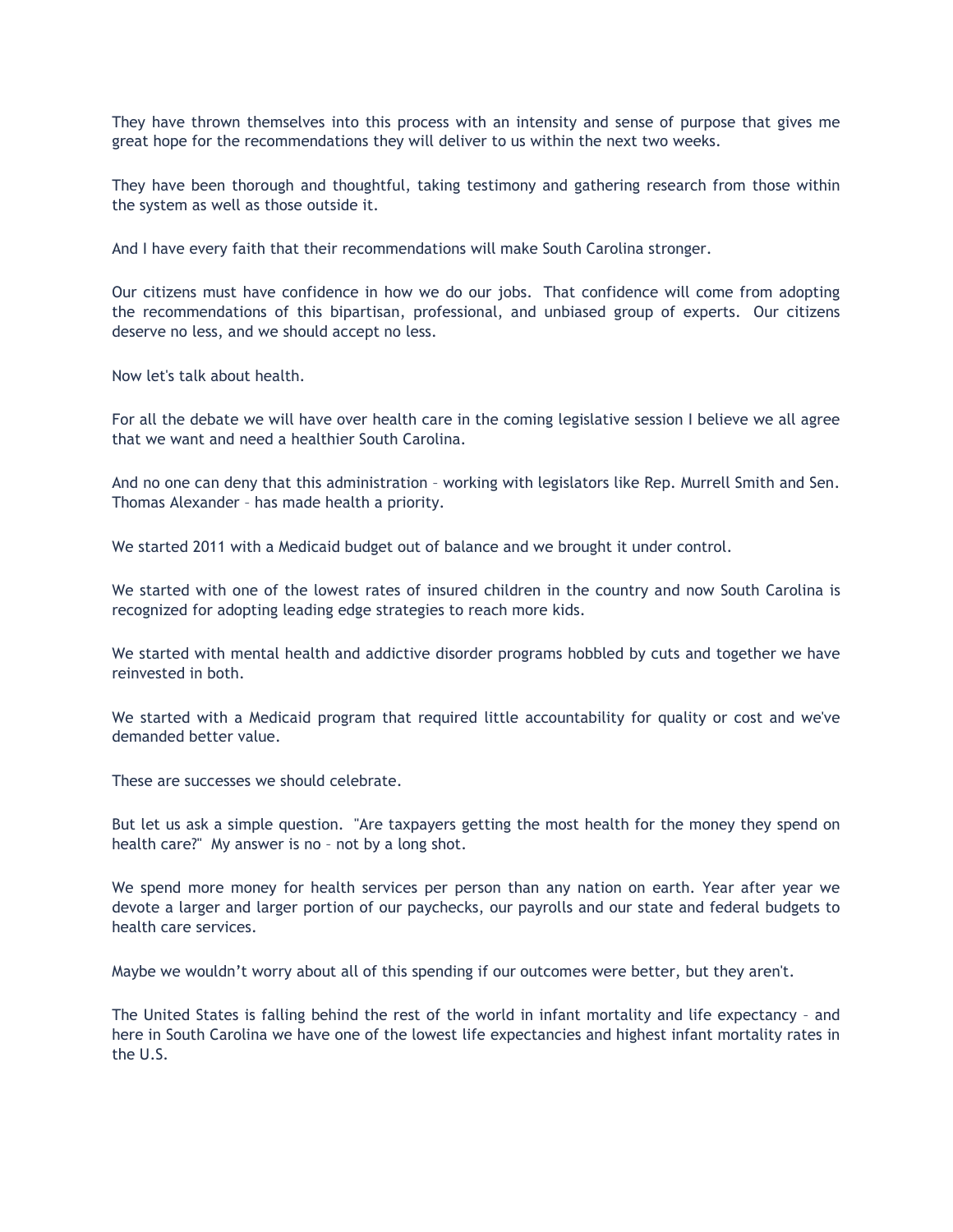They have thrown themselves into this process with an intensity and sense of purpose that gives me great hope for the recommendations they will deliver to us within the next two weeks.

They have been thorough and thoughtful, taking testimony and gathering research from those within the system as well as those outside it.

And I have every faith that their recommendations will make South Carolina stronger.

Our citizens must have confidence in how we do our jobs. That confidence will come from adopting the recommendations of this bipartisan, professional, and unbiased group of experts. Our citizens deserve no less, and we should accept no less.

Now let's talk about health.

For all the debate we will have over health care in the coming legislative session I believe we all agree that we want and need a healthier South Carolina.

And no one can deny that this administration – working with legislators like Rep. Murrell Smith and Sen. Thomas Alexander – has made health a priority.

We started 2011 with a Medicaid budget out of balance and we brought it under control.

We started with one of the lowest rates of insured children in the country and now South Carolina is recognized for adopting leading edge strategies to reach more kids.

We started with mental health and addictive disorder programs hobbled by cuts and together we have reinvested in both.

We started with a Medicaid program that required little accountability for quality or cost and we've demanded better value.

These are successes we should celebrate.

But let us ask a simple question. "Are taxpayers getting the most health for the money they spend on health care?" My answer is no – not by a long shot.

We spend more money for health services per person than any nation on earth. Year after year we devote a larger and larger portion of our paychecks, our payrolls and our state and federal budgets to health care services.

Maybe we wouldn't worry about all of this spending if our outcomes were better, but they aren't.

The United States is falling behind the rest of the world in infant mortality and life expectancy – and here in South Carolina we have one of the lowest life expectancies and highest infant mortality rates in the U.S.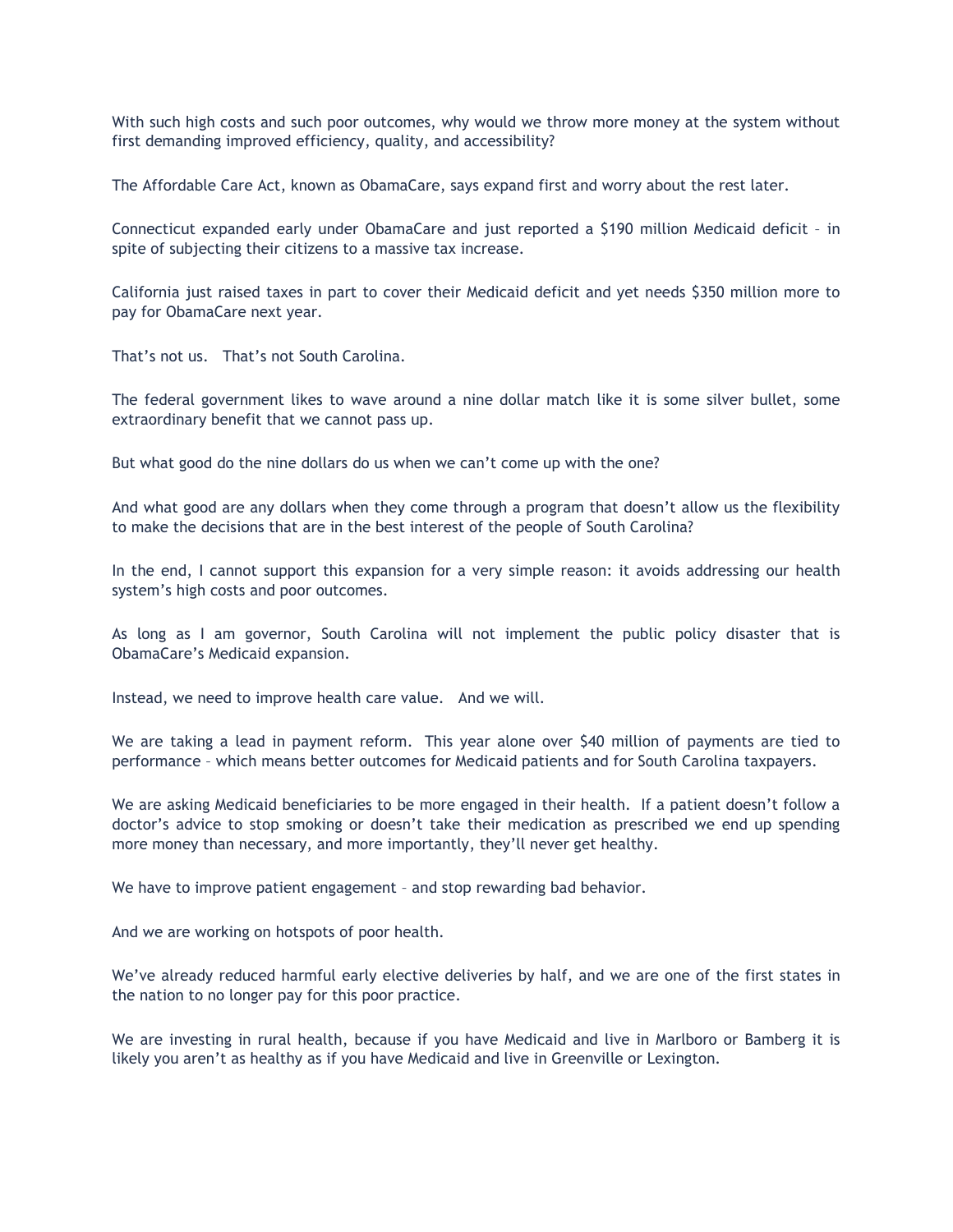With such high costs and such poor outcomes, why would we throw more money at the system without first demanding improved efficiency, quality, and accessibility?

The Affordable Care Act, known as ObamaCare, says expand first and worry about the rest later.

Connecticut expanded early under ObamaCare and just reported a $190 million Medicaid deficit – in spite of subjecting their citizens to a massive tax increase.

California just raised taxes in part to cover their Medicaid deficit and yet needs $350 million more to pay for ObamaCare next year.

That's not us. That's not South Carolina.

The federal government likes to wave around a nine dollar match like it is some silver bullet, some extraordinary benefit that we cannot pass up.

But what good do the nine dollars do us when we can't come up with the one?

And what good are any dollars when they come through a program that doesn't allow us the flexibility to make the decisions that are in the best interest of the people of South Carolina?

In the end, I cannot support this expansion for a very simple reason: it avoids addressing our health system's high costs and poor outcomes.

As long as I am governor, South Carolina will not implement the public policy disaster that is ObamaCare's Medicaid expansion.

Instead, we need to improve health care value. And we will.

We are taking a lead in payment reform. This year alone over $40 million of payments are tied to performance – which means better outcomes for Medicaid patients and for South Carolina taxpayers.

We are asking Medicaid beneficiaries to be more engaged in their health. If a patient doesn't follow a doctor's advice to stop smoking or doesn't take their medication as prescribed we end up spending more money than necessary, and more importantly, they'll never get healthy.

We have to improve patient engagement – and stop rewarding bad behavior.

And we are working on hotspots of poor health.

We've already reduced harmful early elective deliveries by half, and we are one of the first states in the nation to no longer pay for this poor practice.

We are investing in rural health, because if you have Medicaid and live in Marlboro or Bamberg it is likely you aren't as healthy as if you have Medicaid and live in Greenville or Lexington.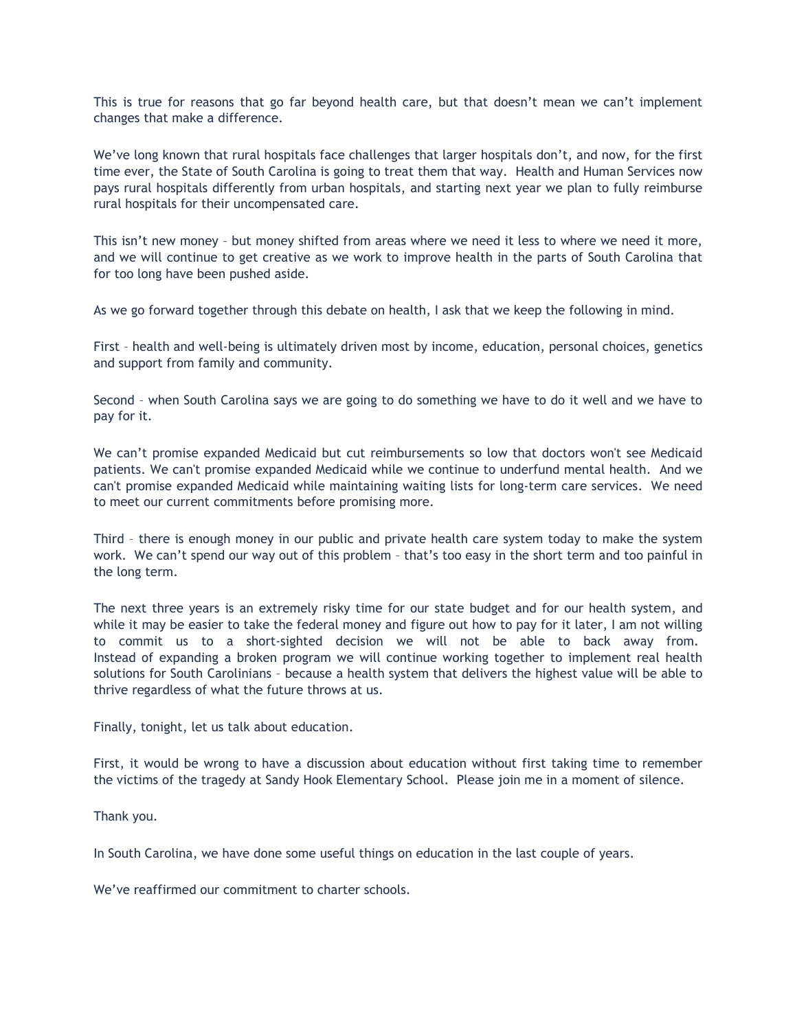This is true for reasons that go far beyond health care, but that doesn't mean we can't implement changes that make a difference.

We've long known that rural hospitals face challenges that larger hospitals don't, and now, for the first time ever, the State of South Carolina is going to treat them that way. Health and Human Services now pays rural hospitals differently from urban hospitals, and starting next year we plan to fully reimburse rural hospitals for their uncompensated care.

This isn't new money – but money shifted from areas where we need it less to where we need it more, and we will continue to get creative as we work to improve health in the parts of South Carolina that for too long have been pushed aside.

As we go forward together through this debate on health, I ask that we keep the following in mind.

First – health and well-being is ultimately driven most by income, education, personal choices, genetics and support from family and community.

Second – when South Carolina says we are going to do something we have to do it well and we have to pay for it.

We can't promise expanded Medicaid but cut reimbursements so low that doctors won't see Medicaid patients. We can't promise expanded Medicaid while we continue to underfund mental health. And we can't promise expanded Medicaid while maintaining waiting lists for long-term care services. We need to meet our current commitments before promising more.

Third – there is enough money in our public and private health care system today to make the system work. We can't spend our way out of this problem – that's too easy in the short term and too painful in the long term.

The next three years is an extremely risky time for our state budget and for our health system, and while it may be easier to take the federal money and figure out how to pay for it later, I am not willing to commit us to a short-sighted decision we will not be able to back away from. Instead of expanding a broken program we will continue working together to implement real health solutions for South Carolinians – because a health system that delivers the highest value will be able to thrive regardless of what the future throws at us.

Finally, tonight, let us talk about education.

First, it would be wrong to have a discussion about education without first taking time to remember the victims of the tragedy at Sandy Hook Elementary School. Please join me in a moment of silence.

Thank you.

In South Carolina, we have done some useful things on education in the last couple of years.

We've reaffirmed our commitment to charter schools.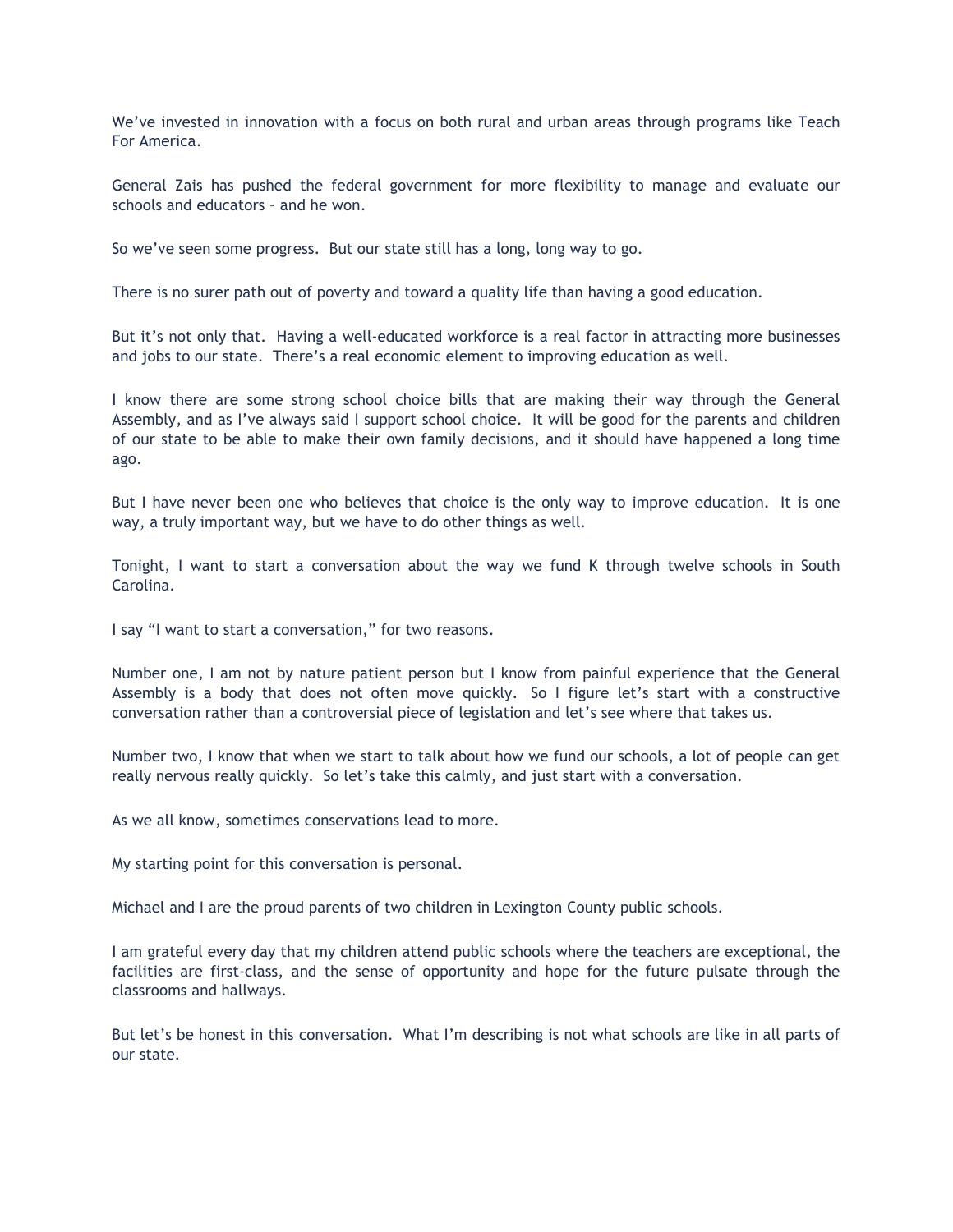We've invested in innovation with a focus on both rural and urban areas through programs like Teach For America.

General Zais has pushed the federal government for more flexibility to manage and evaluate our schools and educators – and he won.

So we've seen some progress. But our state still has a long, long way to go.

There is no surer path out of poverty and toward a quality life than having a good education.

But it's not only that. Having a well-educated workforce is a real factor in attracting more businesses and jobs to our state. There's a real economic element to improving education as well.

I know there are some strong school choice bills that are making their way through the General Assembly, and as I've always said I support school choice. It will be good for the parents and children of our state to be able to make their own family decisions, and it should have happened a long time ago.

But I have never been one who believes that choice is the only way to improve education. It is one way, a truly important way, but we have to do other things as well.

Tonight, I want to start a conversation about the way we fund K through twelve schools in South Carolina.

I say "I want to start a conversation," for two reasons.

Number one, I am not by nature patient person but I know from painful experience that the General Assembly is a body that does not often move quickly. So I figure let's start with a constructive conversation rather than a controversial piece of legislation and let's see where that takes us.

Number two, I know that when we start to talk about how we fund our schools, a lot of people can get really nervous really quickly. So let's take this calmly, and just start with a conversation.

As we all know, sometimes conservations lead to more.

My starting point for this conversation is personal.

Michael and I are the proud parents of two children in Lexington County public schools.

I am grateful every day that my children attend public schools where the teachers are exceptional, the facilities are first-class, and the sense of opportunity and hope for the future pulsate through the classrooms and hallways.

But let's be honest in this conversation. What I'm describing is not what schools are like in all parts of our state.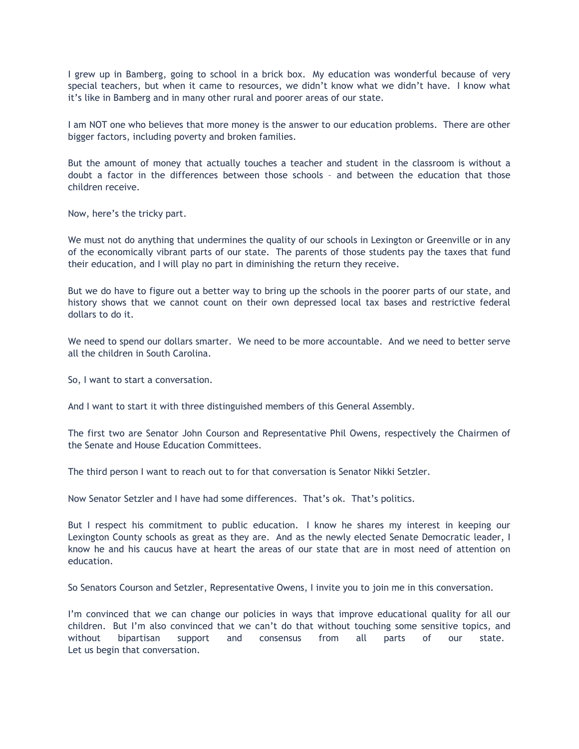I grew up in Bamberg, going to school in a brick box. My education was wonderful because of very special teachers, but when it came to resources, we didn't know what we didn't have. I know what it's like in Bamberg and in many other rural and poorer areas of our state.

I am NOT one who believes that more money is the answer to our education problems. There are other bigger factors, including poverty and broken families.

But the amount of money that actually touches a teacher and student in the classroom is without a doubt a factor in the differences between those schools – and between the education that those children receive.

Now, here's the tricky part.

We must not do anything that undermines the quality of our schools in Lexington or Greenville or in any of the economically vibrant parts of our state. The parents of those students pay the taxes that fund their education, and I will play no part in diminishing the return they receive.

But we do have to figure out a better way to bring up the schools in the poorer parts of our state, and history shows that we cannot count on their own depressed local tax bases and restrictive federal dollars to do it.

We need to spend our dollars smarter. We need to be more accountable. And we need to better serve all the children in South Carolina.

So, I want to start a conversation.

And I want to start it with three distinguished members of this General Assembly.

The first two are Senator John Courson and Representative Phil Owens, respectively the Chairmen of the Senate and House Education Committees.

The third person I want to reach out to for that conversation is Senator Nikki Setzler.

Now Senator Setzler and I have had some differences. That's ok. That's politics.

But I respect his commitment to public education. I know he shares my interest in keeping our Lexington County schools as great as they are. And as the newly elected Senate Democratic leader, I know he and his caucus have at heart the areas of our state that are in most need of attention on education.

So Senators Courson and Setzler, Representative Owens, I invite you to join me in this conversation.

I'm convinced that we can change our policies in ways that improve educational quality for all our children. But I'm also convinced that we can't do that without touching some sensitive topics, and without bipartisan support and consensus from all parts of our state. Let us begin that conversation.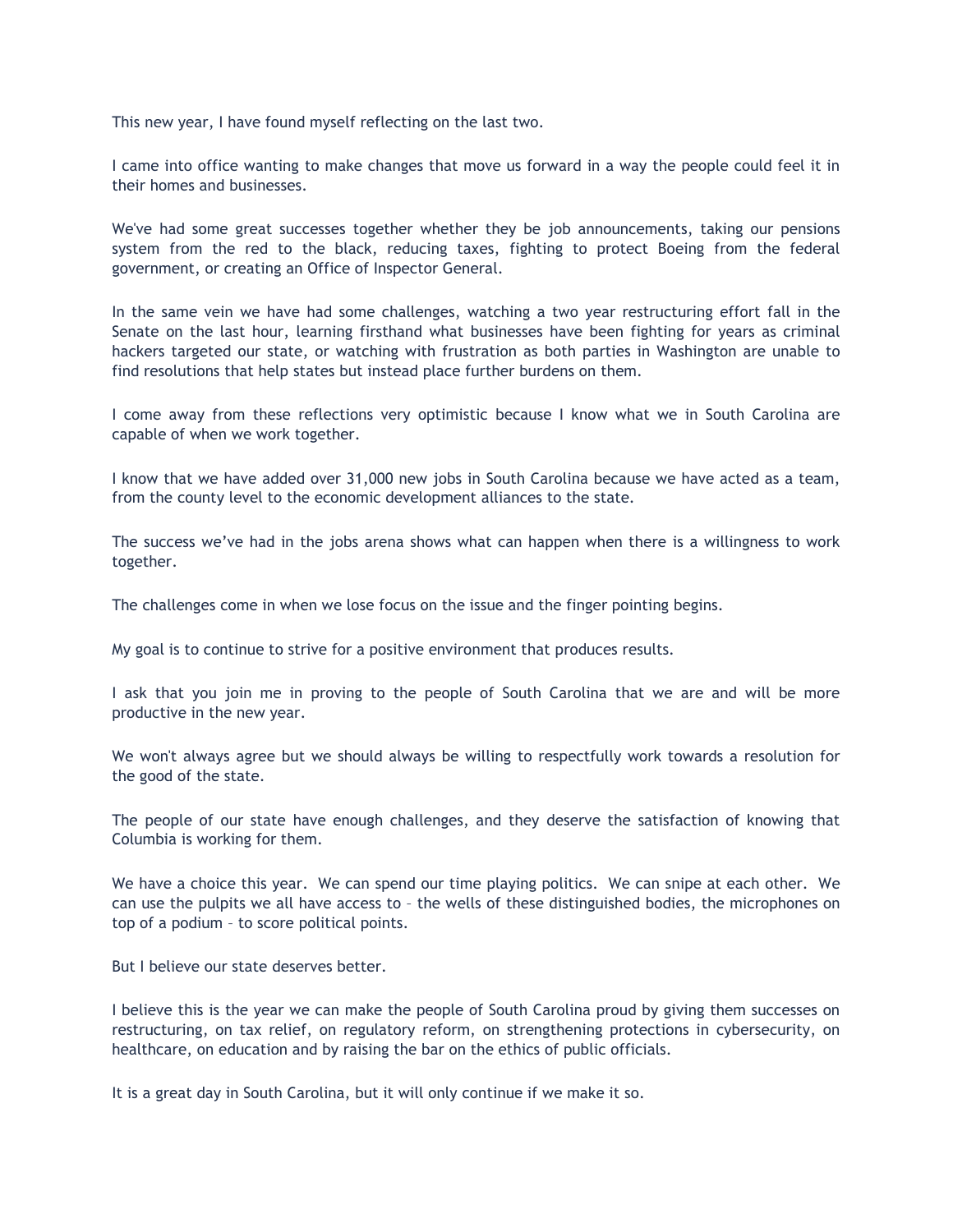This new year, I have found myself reflecting on the last two.

I came into office wanting to make changes that move us forward in a way the people could feel it in their homes and businesses.

We've had some great successes together whether they be job announcements, taking our pensions system from the red to the black, reducing taxes, fighting to protect Boeing from the federal government, or creating an Office of Inspector General.

In the same vein we have had some challenges, watching a two year restructuring effort fall in the Senate on the last hour, learning firsthand what businesses have been fighting for years as criminal hackers targeted our state, or watching with frustration as both parties in Washington are unable to find resolutions that help states but instead place further burdens on them.

I come away from these reflections very optimistic because I know what we in South Carolina are capable of when we work together.

I know that we have added over 31,000 new jobs in South Carolina because we have acted as a team, from the county level to the economic development alliances to the state.

The success we've had in the jobs arena shows what can happen when there is a willingness to work together.

The challenges come in when we lose focus on the issue and the finger pointing begins.

My goal is to continue to strive for a positive environment that produces results.

I ask that you join me in proving to the people of South Carolina that we are and will be more productive in the new year.

We won't always agree but we should always be willing to respectfully work towards a resolution for the good of the state.

The people of our state have enough challenges, and they deserve the satisfaction of knowing that Columbia is working for them.

We have a choice this year. We can spend our time playing politics. We can snipe at each other. We can use the pulpits we all have access to – the wells of these distinguished bodies, the microphones on top of a podium – to score political points.

But I believe our state deserves better.

I believe this is the year we can make the people of South Carolina proud by giving them successes on restructuring, on tax relief, on regulatory reform, on strengthening protections in cybersecurity, on healthcare, on education and by raising the bar on the ethics of public officials.

It is a great day in South Carolina, but it will only continue if we make it so.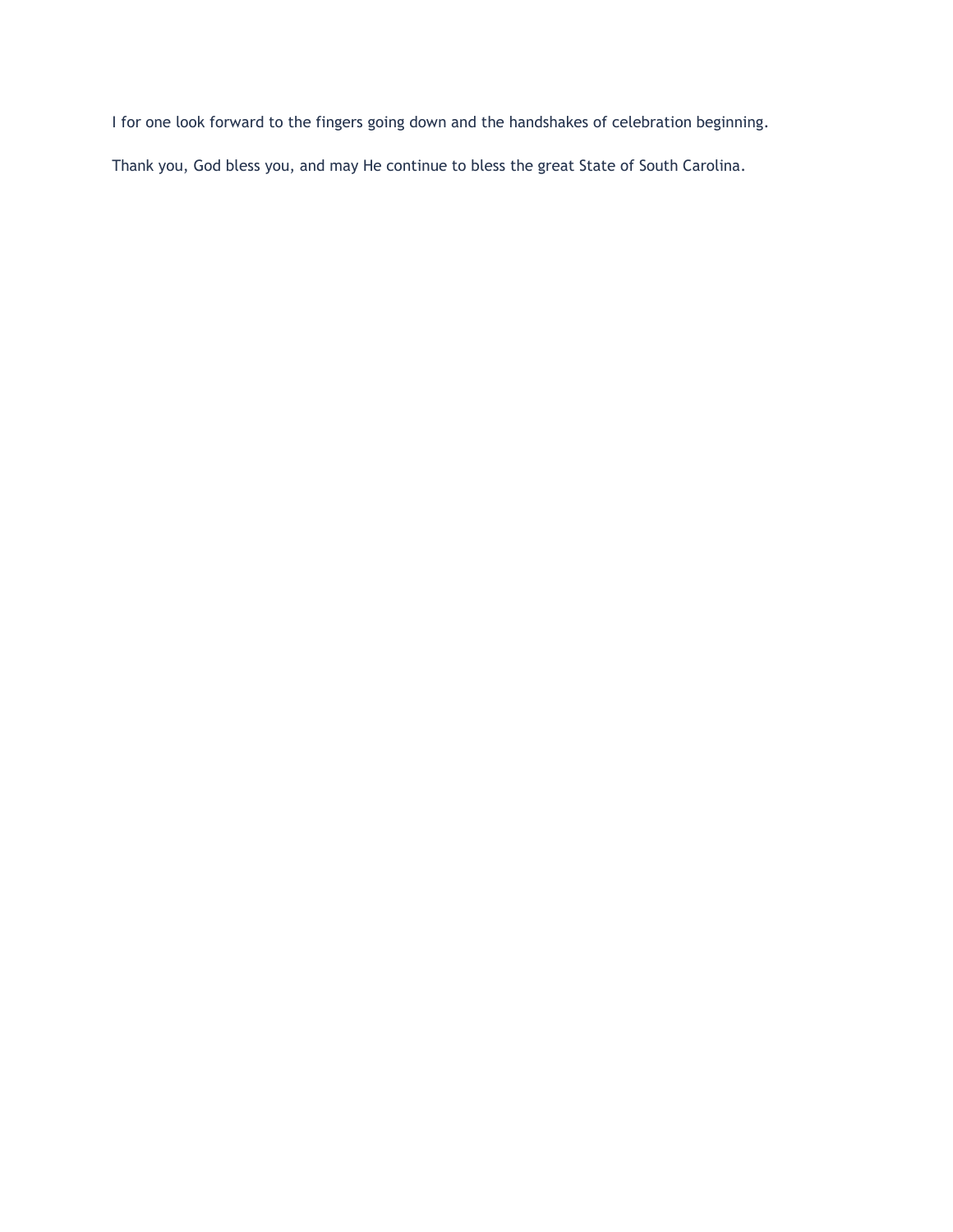I for one look forward to the fingers going down and the handshakes of celebration beginning.

Thank you, God bless you, and may He continue to bless the great State of South Carolina.